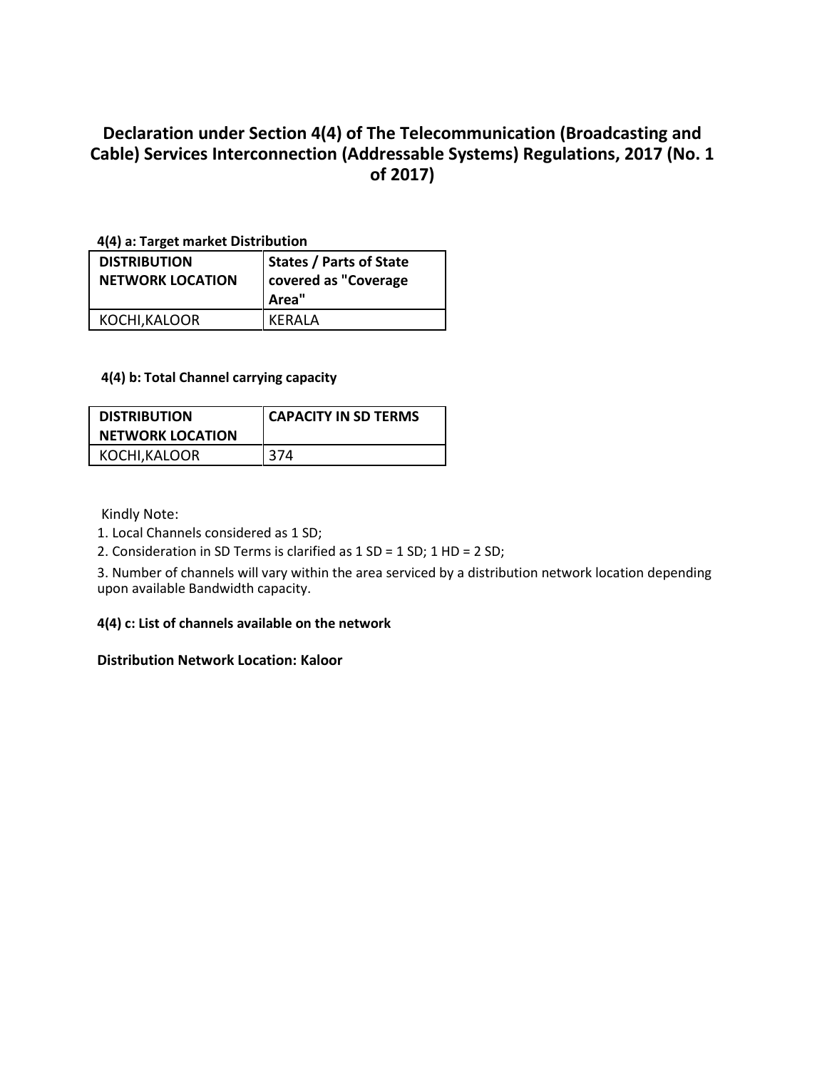# Declaration under Section 4(4) of The Telecommunication (Broadcasting and Cable) Services Interconnection (Addressable Systems) Regulations, 2017 (No. 1 of 2017)

**4(4) a: Target market Distribution**

| DISTRIBUTION NETWORK LOCATION | States / Parts of State covered as "Coverage Area" |
|---|---|
| KOCHI,KALOOR | KERALA |

**4(4) b: Total Channel carrying capacity**

| DISTRIBUTION NETWORK LOCATION | CAPACITY IN SD TERMS |
|---|---|
| KOCHI,KALOOR | 374 |

Kindly Note:

1. Local Channels considered as 1 SD;
2. Consideration in SD Terms is clarified as 1 SD = 1 SD; 1 HD = 2 SD;
3. Number of channels will vary within the area serviced by a distribution network location depending upon available Bandwidth capacity.

**4(4) c: List of channels available on the network**

**Distribution Network Location: Kaloor**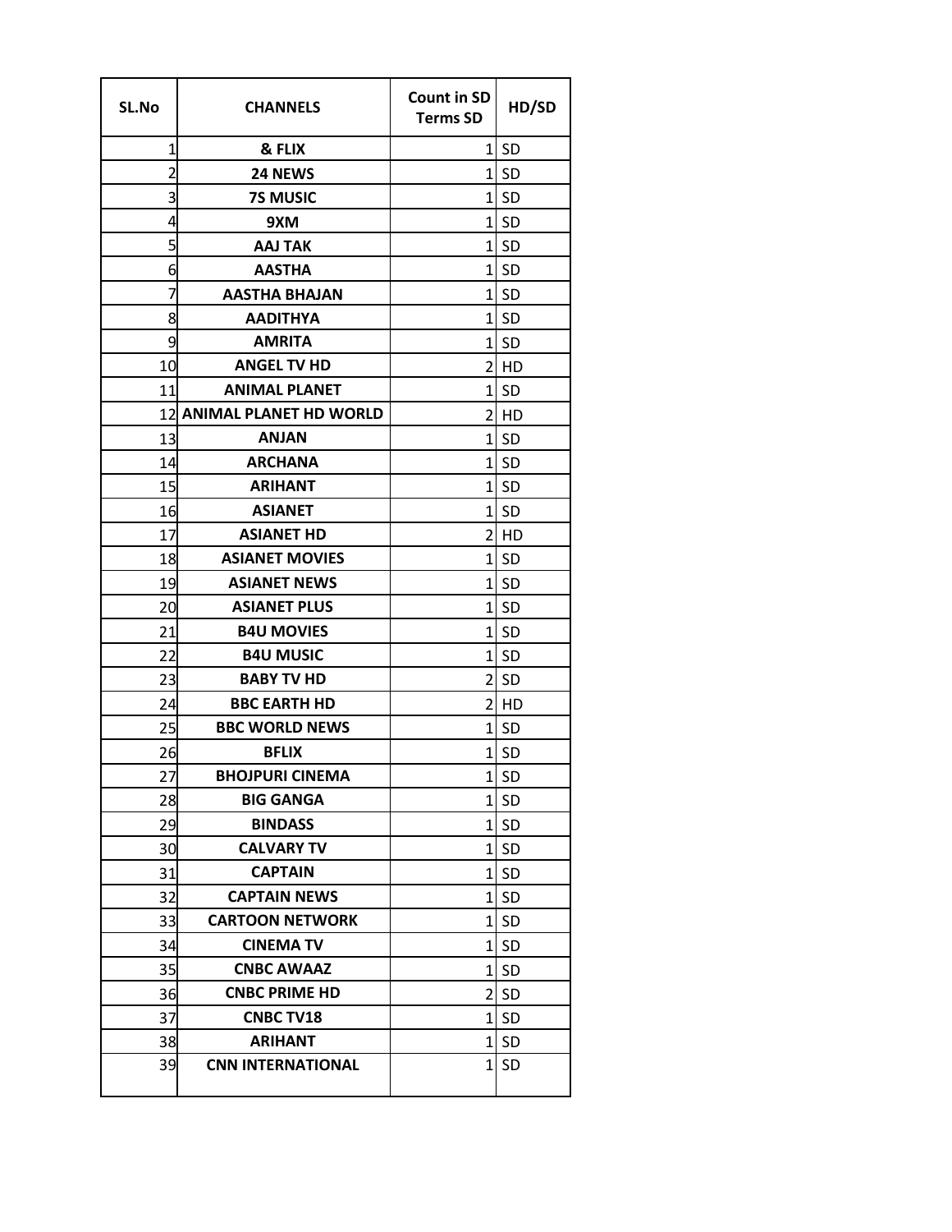| SL.No | CHANNELS | Count in SD Terms SD | HD/SD |
|---|---|---|---|
| 1 | & FLIX | 1 | SD |
| 2 | 24 NEWS | 1 | SD |
| 3 | 7S MUSIC | 1 | SD |
| 4 | 9XM | 1 | SD |
| 5 | AAJ TAK | 1 | SD |
| 6 | AASTHA | 1 | SD |
| 7 | AASTHA BHAJAN | 1 | SD |
| 8 | AADITHYA | 1 | SD |
| 9 | AMRITA | 1 | SD |
| 10 | ANGEL TV HD | 2 | HD |
| 11 | ANIMAL PLANET | 1 | SD |
| 12 | ANIMAL PLANET HD WORLD | 2 | HD |
| 13 | ANJAN | 1 | SD |
| 14 | ARCHANA | 1 | SD |
| 15 | ARIHANT | 1 | SD |
| 16 | ASIANET | 1 | SD |
| 17 | ASIANET HD | 2 | HD |
| 18 | ASIANET MOVIES | 1 | SD |
| 19 | ASIANET NEWS | 1 | SD |
| 20 | ASIANET PLUS | 1 | SD |
| 21 | B4U MOVIES | 1 | SD |
| 22 | B4U MUSIC | 1 | SD |
| 23 | BABY TV HD | 2 | SD |
| 24 | BBC EARTH HD | 2 | HD |
| 25 | BBC WORLD NEWS | 1 | SD |
| 26 | BFLIX | 1 | SD |
| 27 | BHOJPURI CINEMA | 1 | SD |
| 28 | BIG GANGA | 1 | SD |
| 29 | BINDASS | 1 | SD |
| 30 | CALVARY TV | 1 | SD |
| 31 | CAPTAIN | 1 | SD |
| 32 | CAPTAIN NEWS | 1 | SD |
| 33 | CARTOON NETWORK | 1 | SD |
| 34 | CINEMA TV | 1 | SD |
| 35 | CNBC AWAAZ | 1 | SD |
| 36 | CNBC PRIME HD | 2 | SD |
| 37 | CNBC TV18 | 1 | SD |
| 38 | ARIHANT | 1 | SD |
| 39 | CNN INTERNATIONAL | 1 | SD |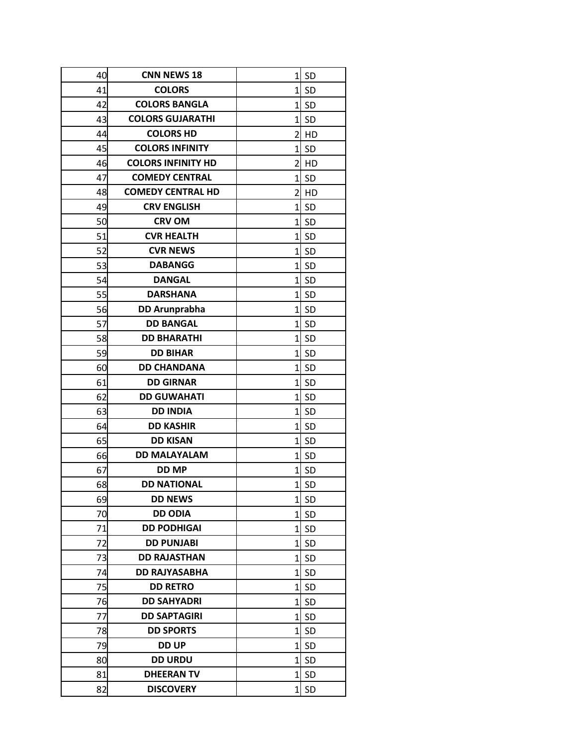| | | | |
|---|---|---|---|
| 40 | **CNN NEWS 18** | 1 | SD |
| 41 | **COLORS** | 1 | SD |
| 42 | **COLORS BANGLA** | 1 | SD |
| 43 | **COLORS GUJARATHI** | 1 | SD |
| 44 | **COLORS HD** | 2 | HD |
| 45 | **COLORS INFINITY** | 1 | SD |
| 46 | **COLORS INFINITY HD** | 2 | HD |
| 47 | **COMEDY CENTRAL** | 1 | SD |
| 48 | **COMEDY CENTRAL HD** | 2 | HD |
| 49 | **CRV ENGLISH** | 1 | SD |
| 50 | **CRV OM** | 1 | SD |
| 51 | **CVR HEALTH** | 1 | SD |
| 52 | **CVR NEWS** | 1 | SD |
| 53 | **DABANGG** | 1 | SD |
| 54 | **DANGAL** | 1 | SD |
| 55 | **DARSHANA** | 1 | SD |
| 56 | **DD Arunprabha** | 1 | SD |
| 57 | **DD BANGAL** | 1 | SD |
| 58 | **DD BHARATHI** | 1 | SD |
| 59 | **DD BIHAR** | 1 | SD |
| 60 | **DD CHANDANA** | 1 | SD |
| 61 | **DD GIRNAR** | 1 | SD |
| 62 | **DD GUWAHATI** | 1 | SD |
| 63 | **DD INDIA** | 1 | SD |
| 64 | **DD KASHIR** | 1 | SD |
| 65 | **DD KISAN** | 1 | SD |
| 66 | **DD MALAYALAM** | 1 | SD |
| 67 | **DD MP** | 1 | SD |
| 68 | **DD NATIONAL** | 1 | SD |
| 69 | **DD NEWS** | 1 | SD |
| 70 | **DD ODIA** | 1 | SD |
| 71 | **DD PODHIGAI** | 1 | SD |
| 72 | **DD PUNJABI** | 1 | SD |
| 73 | **DD RAJASTHAN** | 1 | SD |
| 74 | **DD RAJYASABHA** | 1 | SD |
| 75 | **DD RETRO** | 1 | SD |
| 76 | **DD SAHYADRI** | 1 | SD |
| 77 | **DD SAPTAGIRI** | 1 | SD |
| 78 | **DD SPORTS** | 1 | SD |
| 79 | **DD UP** | 1 | SD |
| 80 | **DD URDU** | 1 | SD |
| 81 | **DHEERAN TV** | 1 | SD |
| 82 | **DISCOVERY** | 1 | SD |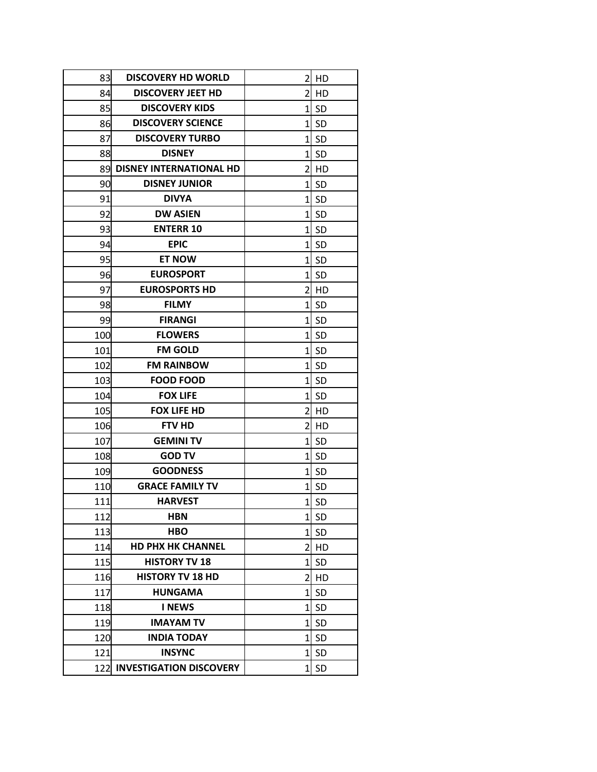| | | | |
|---|---|---|---|
| 83 | **DISCOVERY HD WORLD** | 2 | HD |
| 84 | **DISCOVERY JEET HD** | 2 | HD |
| 85 | **DISCOVERY KIDS** | 1 | SD |
| 86 | **DISCOVERY SCIENCE** | 1 | SD |
| 87 | **DISCOVERY TURBO** | 1 | SD |
| 88 | **DISNEY** | 1 | SD |
| 89 | **DISNEY INTERNATIONAL HD** | 2 | HD |
| 90 | **DISNEY JUNIOR** | 1 | SD |
| 91 | **DIVYA** | 1 | SD |
| 92 | **DW ASIEN** | 1 | SD |
| 93 | **ENTERR 10** | 1 | SD |
| 94 | **EPIC** | 1 | SD |
| 95 | **ET NOW** | 1 | SD |
| 96 | **EUROSPORT** | 1 | SD |
| 97 | **EUROSPORTS HD** | 2 | HD |
| 98 | **FILMY** | 1 | SD |
| 99 | **FIRANGI** | 1 | SD |
| 100 | **FLOWERS** | 1 | SD |
| 101 | **FM GOLD** | 1 | SD |
| 102 | **FM RAINBOW** | 1 | SD |
| 103 | **FOOD FOOD** | 1 | SD |
| 104 | **FOX LIFE** | 1 | SD |
| 105 | **FOX LIFE HD** | 2 | HD |
| 106 | **FTV HD** | 2 | HD |
| 107 | **GEMINI TV** | 1 | SD |
| 108 | **GOD TV** | 1 | SD |
| 109 | **GOODNESS** | 1 | SD |
| 110 | **GRACE FAMILY TV** | 1 | SD |
| 111 | **HARVEST** | 1 | SD |
| 112 | **HBN** | 1 | SD |
| 113 | **HBO** | 1 | SD |
| 114 | **HD PHX HK CHANNEL** | 2 | HD |
| 115 | **HISTORY TV 18** | 1 | SD |
| 116 | **HISTORY TV 18 HD** | 2 | HD |
| 117 | **HUNGAMA** | 1 | SD |
| 118 | **I NEWS** | 1 | SD |
| 119 | **IMAYAM TV** | 1 | SD |
| 120 | **INDIA TODAY** | 1 | SD |
| 121 | **INSYNC** | 1 | SD |
| 122 | **INVESTIGATION DISCOVERY** | 1 | SD |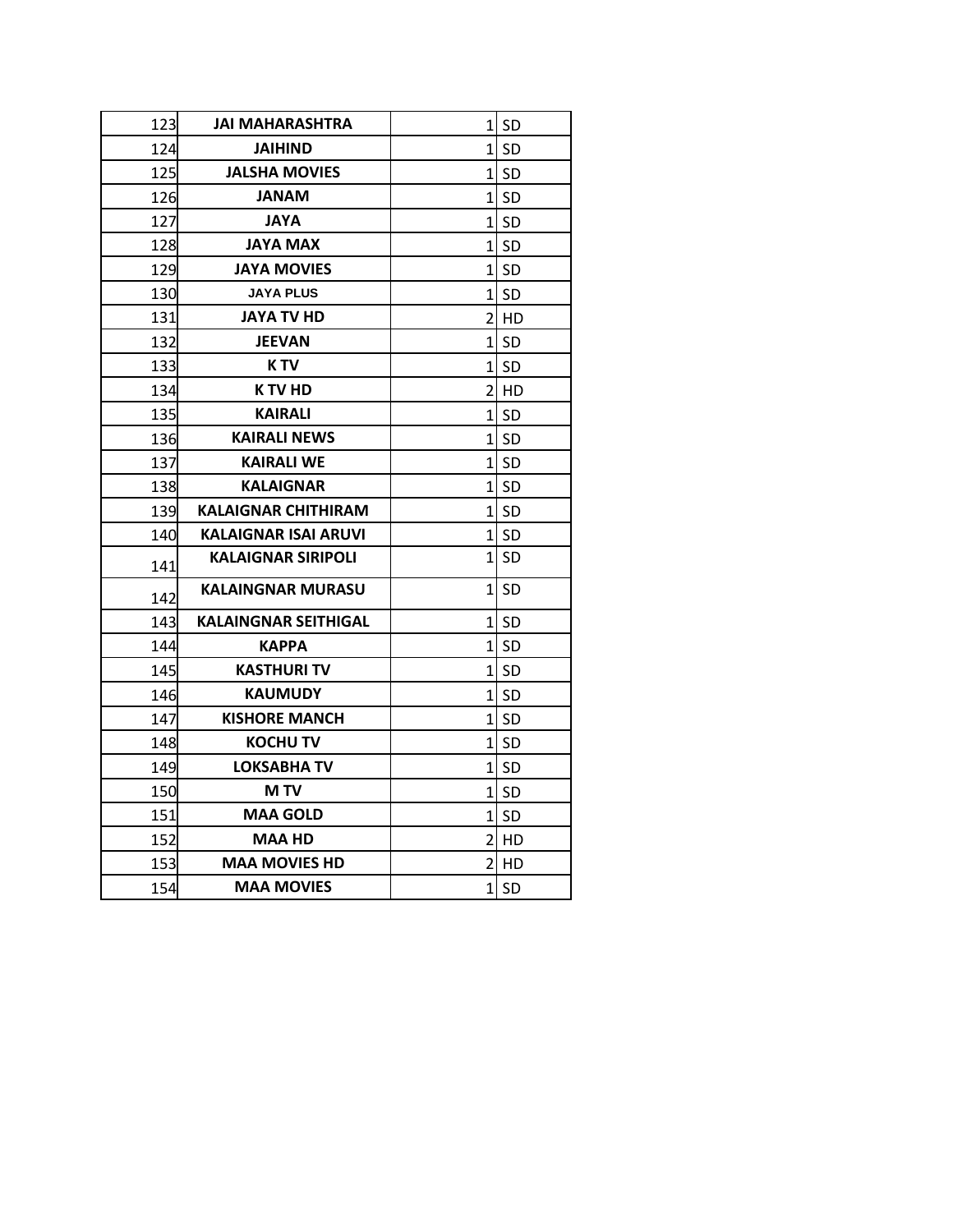| 123 | **JAI MAHARASHTRA** | 1 | SD |
|---|---|---|---|
| 124 | **JAIHIND** | 1 | SD |
| 125 | **JALSHA MOVIES** | 1 | SD |
| 126 | **JANAM** | 1 | SD |
| 127 | **JAYA** | 1 | SD |
| 128 | **JAYA MAX** | 1 | SD |
| 129 | **JAYA MOVIES** | 1 | SD |
| 130 | **JAYA PLUS** | 1 | SD |
| 131 | **JAYA TV HD** | 2 | HD |
| 132 | **JEEVAN** | 1 | SD |
| 133 | **K TV** | 1 | SD |
| 134 | **K TV HD** | 2 | HD |
| 135 | **KAIRALI** | 1 | SD |
| 136 | **KAIRALI NEWS** | 1 | SD |
| 137 | **KAIRALI WE** | 1 | SD |
| 138 | **KALAIGNAR** | 1 | SD |
| 139 | **KALAIGNAR CHITHIRAM** | 1 | SD |
| 140 | **KALAIGNAR ISAI ARUVI** | 1 | SD |
| 141 | **KALAIGNAR SIRIPOLI** | 1 | SD |
| 142 | **KALAINGNAR MURASU** | 1 | SD |
| 143 | **KALAINGNAR SEITHIGAL** | 1 | SD |
| 144 | **KAPPA** | 1 | SD |
| 145 | **KASTHURI TV** | 1 | SD |
| 146 | **KAUMUDY** | 1 | SD |
| 147 | **KISHORE MANCH** | 1 | SD |
| 148 | **KOCHU TV** | 1 | SD |
| 149 | **LOKSABHA TV** | 1 | SD |
| 150 | **M TV** | 1 | SD |
| 151 | **MAA GOLD** | 1 | SD |
| 152 | **MAA HD** | 2 | HD |
| 153 | **MAA MOVIES HD** | 2 | HD |
| 154 | **MAA MOVIES** | 1 | SD |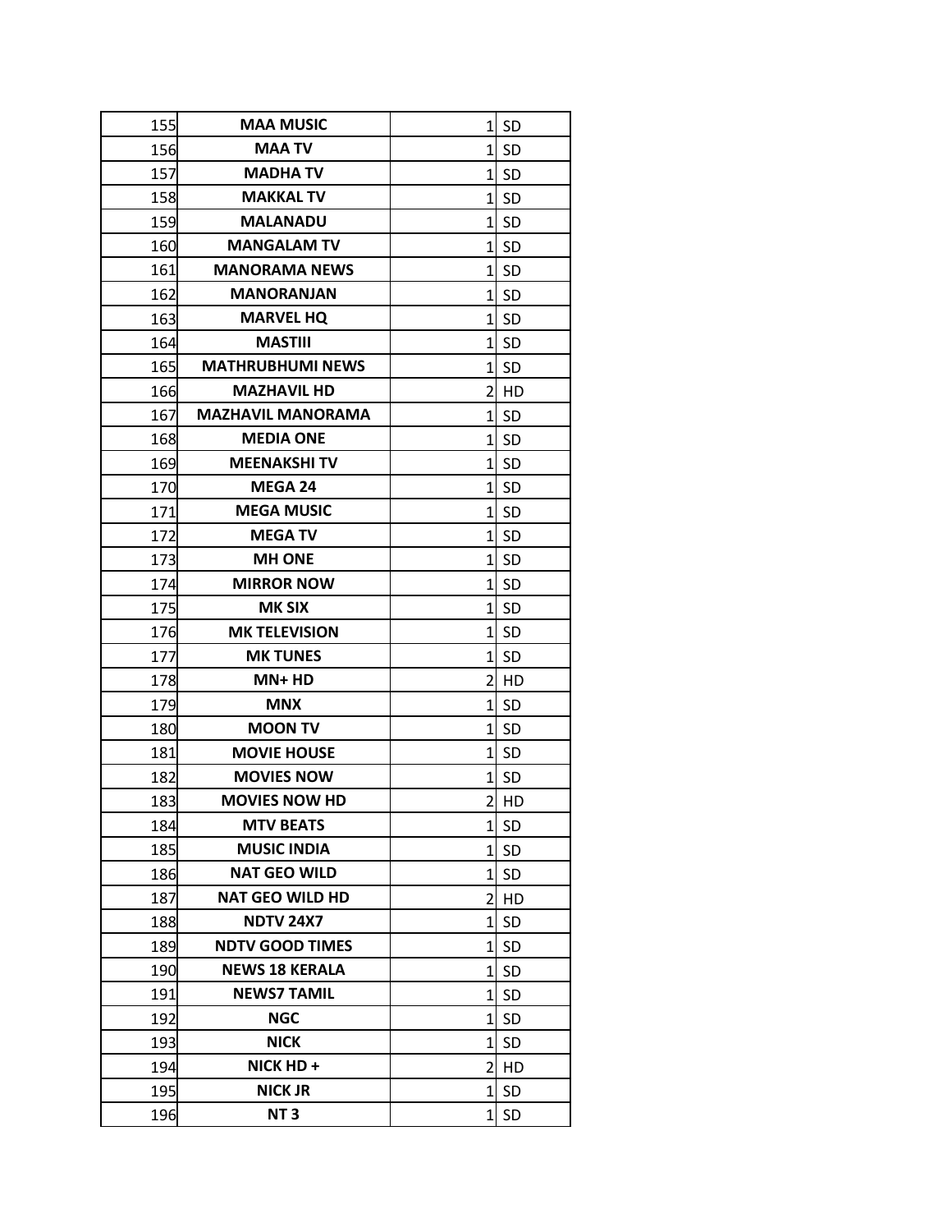| 155 | **MAA MUSIC** | 1 | SD |
|---|---|---|---|
| 156 | **MAA TV** | 1 | SD |
| 157 | **MADHA TV** | 1 | SD |
| 158 | **MAKKAL TV** | 1 | SD |
| 159 | **MALANADU** | 1 | SD |
| 160 | **MANGALAM TV** | 1 | SD |
| 161 | **MANORAMA NEWS** | 1 | SD |
| 162 | **MANORANJAN** | 1 | SD |
| 163 | **MARVEL HQ** | 1 | SD |
| 164 | **MASTIII** | 1 | SD |
| 165 | **MATHRUBHUMI NEWS** | 1 | SD |
| 166 | **MAZHAVIL HD** | 2 | HD |
| 167 | **MAZHAVIL MANORAMA** | 1 | SD |
| 168 | **MEDIA ONE** | 1 | SD |
| 169 | **MEENAKSHI TV** | 1 | SD |
| 170 | **MEGA 24** | 1 | SD |
| 171 | **MEGA MUSIC** | 1 | SD |
| 172 | **MEGA TV** | 1 | SD |
| 173 | **MH ONE** | 1 | SD |
| 174 | **MIRROR NOW** | 1 | SD |
| 175 | **MK SIX** | 1 | SD |
| 176 | **MK TELEVISION** | 1 | SD |
| 177 | **MK TUNES** | 1 | SD |
| 178 | **MN+ HD** | 2 | HD |
| 179 | **MNX** | 1 | SD |
| 180 | **MOON TV** | 1 | SD |
| 181 | **MOVIE HOUSE** | 1 | SD |
| 182 | **MOVIES NOW** | 1 | SD |
| 183 | **MOVIES NOW HD** | 2 | HD |
| 184 | **MTV BEATS** | 1 | SD |
| 185 | **MUSIC INDIA** | 1 | SD |
| 186 | **NAT GEO WILD** | 1 | SD |
| 187 | **NAT GEO WILD HD** | 2 | HD |
| 188 | **NDTV 24X7** | 1 | SD |
| 189 | **NDTV GOOD TIMES** | 1 | SD |
| 190 | **NEWS 18 KERALA** | 1 | SD |
| 191 | **NEWS7 TAMIL** | 1 | SD |
| 192 | **NGC** | 1 | SD |
| 193 | **NICK** | 1 | SD |
| 194 | **NICK HD +** | 2 | HD |
| 195 | **NICK JR** | 1 | SD |
| 196 | **NT 3** | 1 | SD |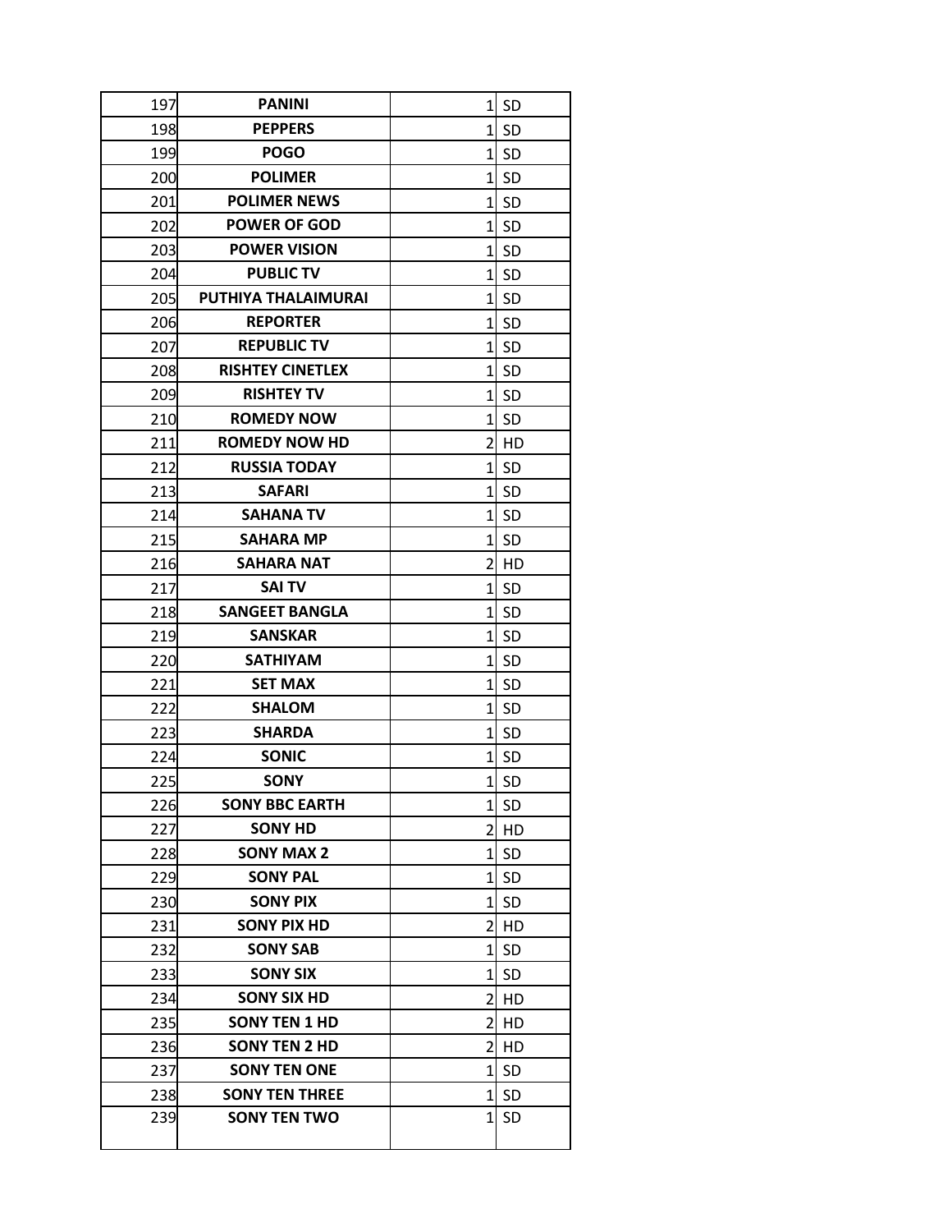| 197 | PANINI | 1 | SD |
|---|---|---|---|
| 198 | PEPPERS | 1 | SD |
| 199 | POGO | 1 | SD |
| 200 | POLIMER | 1 | SD |
| 201 | POLIMER NEWS | 1 | SD |
| 202 | POWER OF GOD | 1 | SD |
| 203 | POWER VISION | 1 | SD |
| 204 | PUBLIC TV | 1 | SD |
| 205 | PUTHIYA THALAIMURAI | 1 | SD |
| 206 | REPORTER | 1 | SD |
| 207 | REPUBLIC TV | 1 | SD |
| 208 | RISHTEY CINETLEX | 1 | SD |
| 209 | RISHTEY TV | 1 | SD |
| 210 | ROMEDY NOW | 1 | SD |
| 211 | ROMEDY NOW HD | 2 | HD |
| 212 | RUSSIA TODAY | 1 | SD |
| 213 | SAFARI | 1 | SD |
| 214 | SAHANA TV | 1 | SD |
| 215 | SAHARA MP | 1 | SD |
| 216 | SAHARA NAT | 2 | HD |
| 217 | SAI TV | 1 | SD |
| 218 | SANGEET BANGLA | 1 | SD |
| 219 | SANSKAR | 1 | SD |
| 220 | SATHIYAM | 1 | SD |
| 221 | SET MAX | 1 | SD |
| 222 | SHALOM | 1 | SD |
| 223 | SHARDA | 1 | SD |
| 224 | SONIC | 1 | SD |
| 225 | SONY | 1 | SD |
| 226 | SONY BBC EARTH | 1 | SD |
| 227 | SONY HD | 2 | HD |
| 228 | SONY MAX 2 | 1 | SD |
| 229 | SONY PAL | 1 | SD |
| 230 | SONY PIX | 1 | SD |
| 231 | SONY PIX HD | 2 | HD |
| 232 | SONY SAB | 1 | SD |
| 233 | SONY SIX | 1 | SD |
| 234 | SONY SIX HD | 2 | HD |
| 235 | SONY TEN 1 HD | 2 | HD |
| 236 | SONY TEN 2 HD | 2 | HD |
| 237 | SONY TEN ONE | 1 | SD |
| 238 | SONY TEN THREE | 1 | SD |
| 239 | SONY TEN TWO | 1 | SD |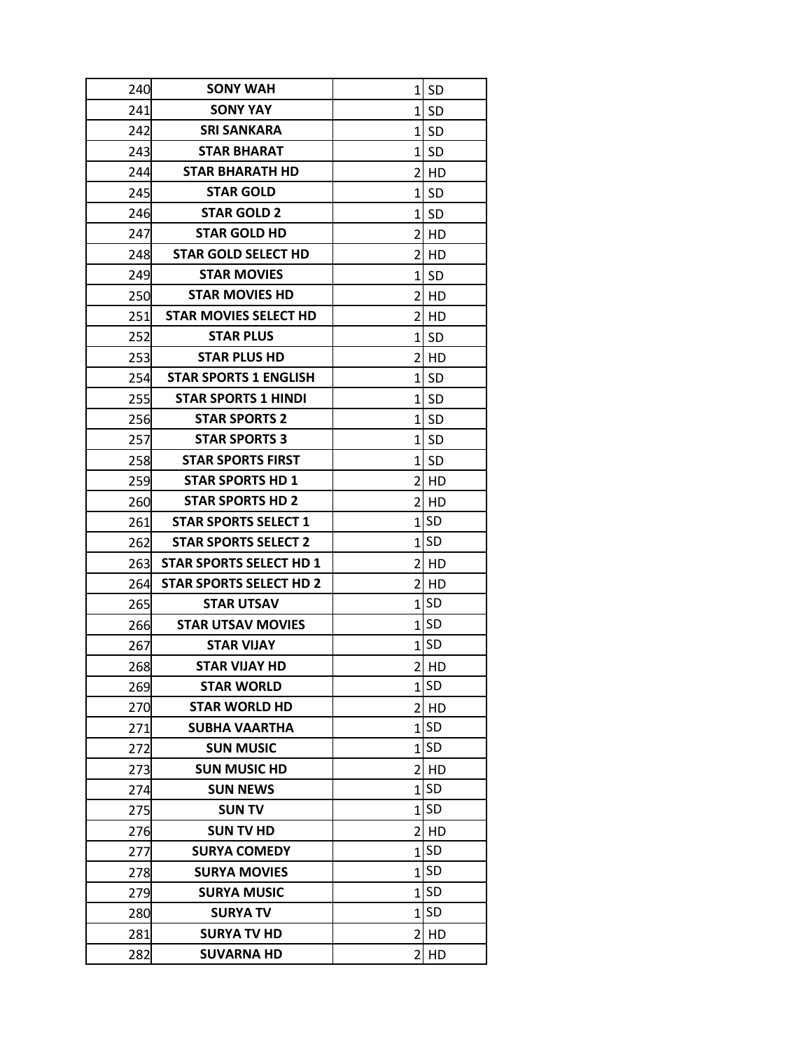| | | | |
|---|---|---|---|
| 240 | **SONY WAH** | 1 | SD |
| 241 | **SONY YAY** | 1 | SD |
| 242 | **SRI SANKARA** | 1 | SD |
| 243 | **STAR BHARAT** | 1 | SD |
| 244 | **STAR BHARATH HD** | 2 | HD |
| 245 | **STAR GOLD** | 1 | SD |
| 246 | **STAR GOLD 2** | 1 | SD |
| 247 | **STAR GOLD HD** | 2 | HD |
| 248 | **STAR GOLD SELECT HD** | 2 | HD |
| 249 | **STAR MOVIES** | 1 | SD |
| 250 | **STAR MOVIES HD** | 2 | HD |
| 251 | **STAR MOVIES SELECT HD** | 2 | HD |
| 252 | **STAR PLUS** | 1 | SD |
| 253 | **STAR PLUS HD** | 2 | HD |
| 254 | **STAR SPORTS 1 ENGLISH** | 1 | SD |
| 255 | **STAR SPORTS 1 HINDI** | 1 | SD |
| 256 | **STAR SPORTS 2** | 1 | SD |
| 257 | **STAR SPORTS 3** | 1 | SD |
| 258 | **STAR SPORTS FIRST** | 1 | SD |
| 259 | **STAR SPORTS HD 1** | 2 | HD |
| 260 | **STAR SPORTS HD 2** | 2 | HD |
| 261 | **STAR SPORTS SELECT 1** | 1 | SD |
| 262 | **STAR SPORTS SELECT 2** | 1 | SD |
| 263 | **STAR SPORTS SELECT HD 1** | 2 | HD |
| 264 | **STAR SPORTS SELECT HD 2** | 2 | HD |
| 265 | **STAR UTSAV** | 1 | SD |
| 266 | **STAR UTSAV MOVIES** | 1 | SD |
| 267 | **STAR VIJAY** | 1 | SD |
| 268 | **STAR VIJAY HD** | 2 | HD |
| 269 | **STAR WORLD** | 1 | SD |
| 270 | **STAR WORLD HD** | 2 | HD |
| 271 | **SUBHA VAARTHA** | 1 | SD |
| 272 | **SUN MUSIC** | 1 | SD |
| 273 | **SUN MUSIC HD** | 2 | HD |
| 274 | **SUN NEWS** | 1 | SD |
| 275 | **SUN TV** | 1 | SD |
| 276 | **SUN TV HD** | 2 | HD |
| 277 | **SURYA COMEDY** | 1 | SD |
| 278 | **SURYA MOVIES** | 1 | SD |
| 279 | **SURYA MUSIC** | 1 | SD |
| 280 | **SURYA TV** | 1 | SD |
| 281 | **SURYA TV HD** | 2 | HD |
| 282 | **SUVARNA HD** | 2 | HD |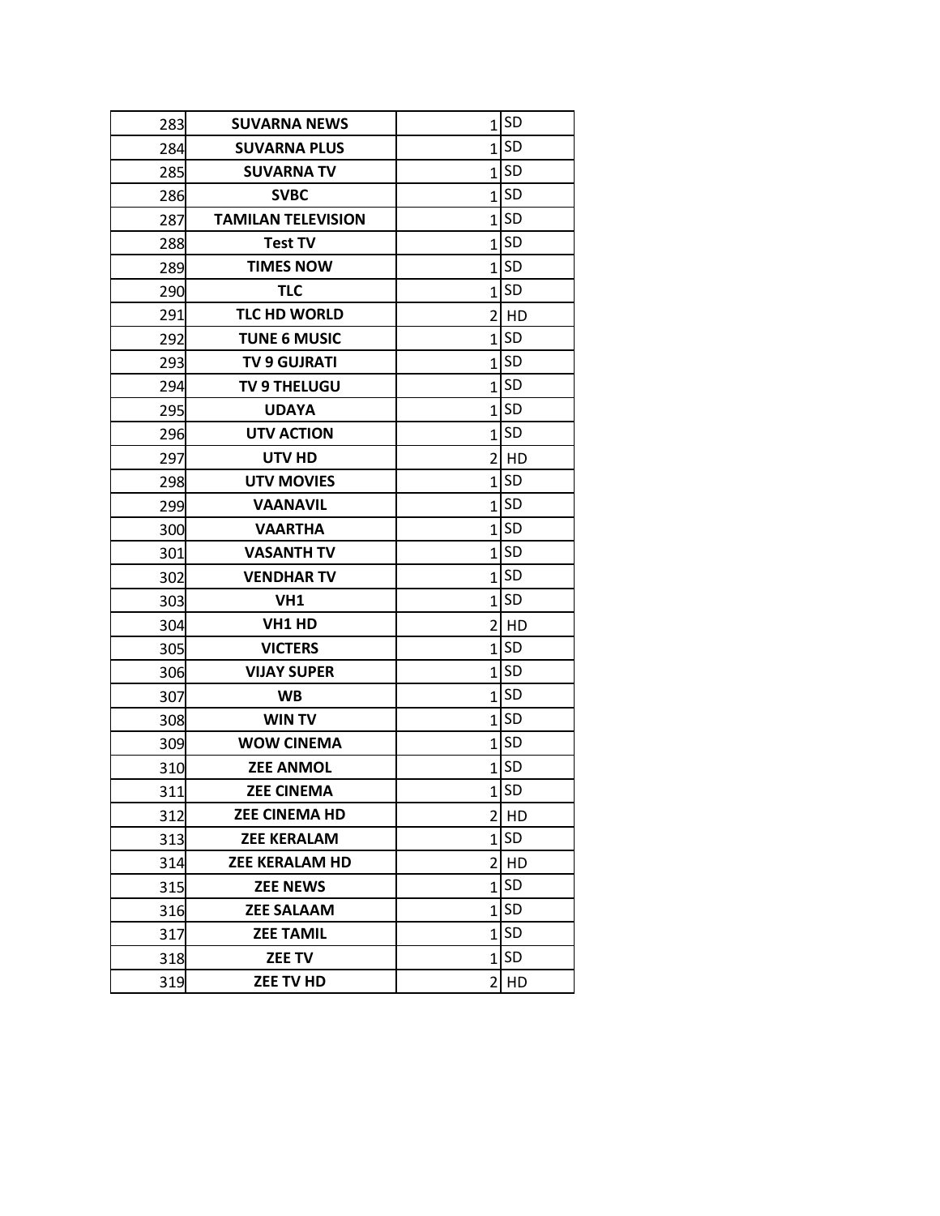| | | | |
|---|---|---|---|
| 283 | **SUVARNA NEWS** | 1 | SD |
| 284 | **SUVARNA PLUS** | 1 | SD |
| 285 | **SUVARNA TV** | 1 | SD |
| 286 | **SVBC** | 1 | SD |
| 287 | **TAMILAN TELEVISION** | 1 | SD |
| 288 | **Test TV** | 1 | SD |
| 289 | **TIMES NOW** | 1 | SD |
| 290 | **TLC** | 1 | SD |
| 291 | **TLC HD WORLD** | 2 | HD |
| 292 | **TUNE 6 MUSIC** | 1 | SD |
| 293 | **TV 9 GUJRATI** | 1 | SD |
| 294 | **TV 9 THELUGU** | 1 | SD |
| 295 | **UDAYA** | 1 | SD |
| 296 | **UTV ACTION** | 1 | SD |
| 297 | **UTV HD** | 2 | HD |
| 298 | **UTV MOVIES** | 1 | SD |
| 299 | **VAANAVIL** | 1 | SD |
| 300 | **VAARTHA** | 1 | SD |
| 301 | **VASANTH TV** | 1 | SD |
| 302 | **VENDHAR TV** | 1 | SD |
| 303 | **VH1** | 1 | SD |
| 304 | **VH1 HD** | 2 | HD |
| 305 | **VICTERS** | 1 | SD |
| 306 | **VIJAY SUPER** | 1 | SD |
| 307 | **WB** | 1 | SD |
| 308 | **WIN TV** | 1 | SD |
| 309 | **WOW CINEMA** | 1 | SD |
| 310 | **ZEE ANMOL** | 1 | SD |
| 311 | **ZEE CINEMA** | 1 | SD |
| 312 | **ZEE CINEMA HD** | 2 | HD |
| 313 | **ZEE KERALAM** | 1 | SD |
| 314 | **ZEE KERALAM HD** | 2 | HD |
| 315 | **ZEE NEWS** | 1 | SD |
| 316 | **ZEE SALAAM** | 1 | SD |
| 317 | **ZEE TAMIL** | 1 | SD |
| 318 | **ZEE TV** | 1 | SD |
| 319 | **ZEE TV HD** | 2 | HD |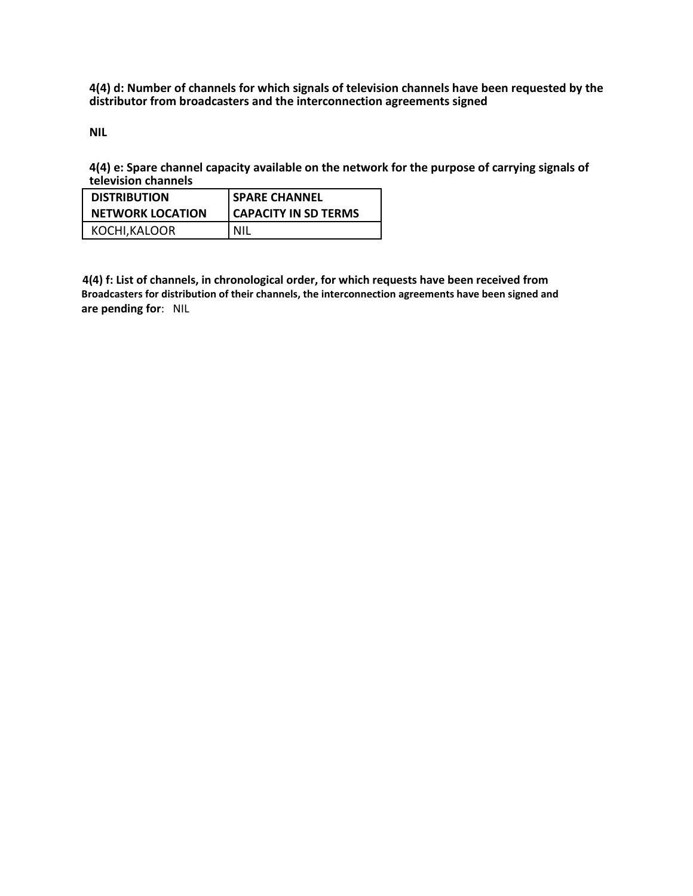**4(4) d: Number of channels for which signals of television channels have been requested by the distributor from broadcasters and the interconnection agreements signed**

**NIL**

**4(4) e: Spare channel capacity available on the network for the purpose of carrying signals of television channels**

| DISTRIBUTION NETWORK LOCATION | SPARE CHANNEL CAPACITY IN SD TERMS |
|---|---|
| KOCHI,KALOOR | NIL |

**4(4) f: List of channels, in chronological order, for which requests have been received from Broadcasters for distribution of their channels, the interconnection agreements have been signed and are pending for**: NIL